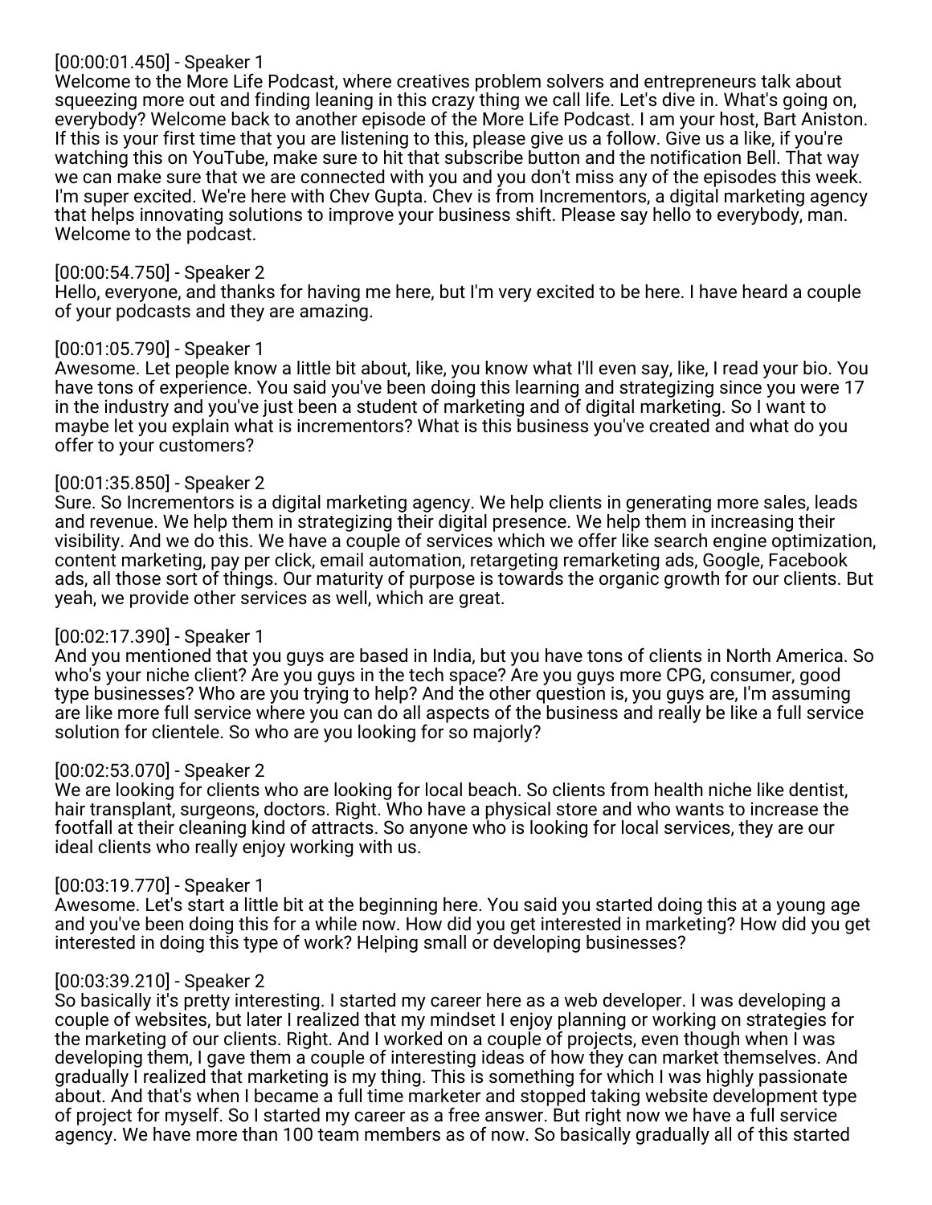[00:00:01.450] - Speaker 1
Welcome to the More Life Podcast, where creatives problem solvers and entrepreneurs talk about squeezing more out and finding leaning in this crazy thing we call life. Let's dive in. What's going on, everybody? Welcome back to another episode of the More Life Podcast. I am your host, Bart Aniston. If this is your first time that you are listening to this, please give us a follow. Give us a like, if you're watching this on YouTube, make sure to hit that subscribe button and the notification Bell. That way we can make sure that we are connected with you and you don't miss any of the episodes this week. I'm super excited. We're here with Chev Gupta. Chev is from Incrementors, a digital marketing agency that helps innovating solutions to improve your business shift. Please say hello to everybody, man. Welcome to the podcast.

[00:00:54.750] - Speaker 2
Hello, everyone, and thanks for having me here, but I'm very excited to be here. I have heard a couple of your podcasts and they are amazing.

[00:01:05.790] - Speaker 1
Awesome. Let people know a little bit about, like, you know what I'll even say, like, I read your bio. You have tons of experience. You said you've been doing this learning and strategizing since you were 17 in the industry and you've just been a student of marketing and of digital marketing. So I want to maybe let you explain what is incrementors? What is this business you've created and what do you offer to your customers?

[00:01:35.850] - Speaker 2
Sure. So Incrementors is a digital marketing agency. We help clients in generating more sales, leads and revenue. We help them in strategizing their digital presence. We help them in increasing their visibility. And we do this. We have a couple of services which we offer like search engine optimization, content marketing, pay per click, email automation, retargeting remarketing ads, Google, Facebook ads, all those sort of things. Our maturity of purpose is towards the organic growth for our clients. But yeah, we provide other services as well, which are great.

[00:02:17.390] - Speaker 1
And you mentioned that you guys are based in India, but you have tons of clients in North America. So who's your niche client? Are you guys in the tech space? Are you guys more CPG, consumer, good type businesses? Who are you trying to help? And the other question is, you guys are, I'm assuming are like more full service where you can do all aspects of the business and really be like a full service solution for clientele. So who are you looking for so majorly?

[00:02:53.070] - Speaker 2
We are looking for clients who are looking for local beach. So clients from health niche like dentist, hair transplant, surgeons, doctors. Right. Who have a physical store and who wants to increase the footfall at their cleaning kind of attracts. So anyone who is looking for local services, they are our ideal clients who really enjoy working with us.

[00:03:19.770] - Speaker 1
Awesome. Let's start a little bit at the beginning here. You said you started doing this at a young age and you've been doing this for a while now. How did you get interested in marketing? How did you get interested in doing this type of work? Helping small or developing businesses?

[00:03:39.210] - Speaker 2
So basically it's pretty interesting. I started my career here as a web developer. I was developing a couple of websites, but later I realized that my mindset I enjoy planning or working on strategies for the marketing of our clients. Right. And I worked on a couple of projects, even though when I was developing them, I gave them a couple of interesting ideas of how they can market themselves. And gradually I realized that marketing is my thing. This is something for which I was highly passionate about. And that's when I became a full time marketer and stopped taking website development type of project for myself. So I started my career as a free answer. But right now we have a full service agency. We have more than 100 team members as of now. So basically gradually all of this started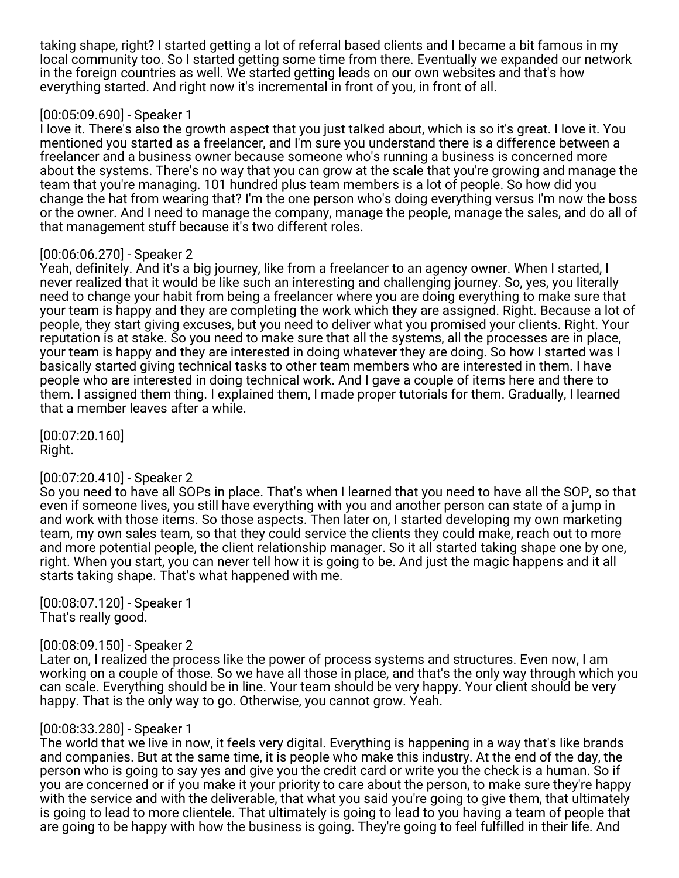taking shape, right? I started getting a lot of referral based clients and I became a bit famous in my local community too. So I started getting some time from there. Eventually we expanded our network in the foreign countries as well. We started getting leads on our own websites and that's how everything started. And right now it's incremental in front of you, in front of all.

[00:05:09.690] - Speaker 1
I love it. There's also the growth aspect that you just talked about, which is so it's great. I love it. You mentioned you started as a freelancer, and I'm sure you understand there is a difference between a freelancer and a business owner because someone who's running a business is concerned more about the systems. There's no way that you can grow at the scale that you're growing and manage the team that you're managing. 101 hundred plus team members is a lot of people. So how did you change the hat from wearing that? I'm the one person who's doing everything versus I'm now the boss or the owner. And I need to manage the company, manage the people, manage the sales, and do all of that management stuff because it's two different roles.

[00:06:06.270] - Speaker 2
Yeah, definitely. And it's a big journey, like from a freelancer to an agency owner. When I started, I never realized that it would be like such an interesting and challenging journey. So, yes, you literally need to change your habit from being a freelancer where you are doing everything to make sure that your team is happy and they are completing the work which they are assigned. Right. Because a lot of people, they start giving excuses, but you need to deliver what you promised your clients. Right. Your reputation is at stake. So you need to make sure that all the systems, all the processes are in place, your team is happy and they are interested in doing whatever they are doing. So how I started was I basically started giving technical tasks to other team members who are interested in them. I have people who are interested in doing technical work. And I gave a couple of items here and there to them. I assigned them thing. I explained them, I made proper tutorials for them. Gradually, I learned that a member leaves after a while.

[00:07:20.160]
Right.

[00:07:20.410] - Speaker 2
So you need to have all SOPs in place. That's when I learned that you need to have all the SOP, so that even if someone lives, you still have everything with you and another person can state of a jump in and work with those items. So those aspects. Then later on, I started developing my own marketing team, my own sales team, so that they could service the clients they could make, reach out to more and more potential people, the client relationship manager. So it all started taking shape one by one, right. When you start, you can never tell how it is going to be. And just the magic happens and it all starts taking shape. That's what happened with me.

[00:08:07.120] - Speaker 1
That's really good.

[00:08:09.150] - Speaker 2
Later on, I realized the process like the power of process systems and structures. Even now, I am working on a couple of those. So we have all those in place, and that's the only way through which you can scale. Everything should be in line. Your team should be very happy. Your client should be very happy. That is the only way to go. Otherwise, you cannot grow. Yeah.

[00:08:33.280] - Speaker 1
The world that we live in now, it feels very digital. Everything is happening in a way that's like brands and companies. But at the same time, it is people who make this industry. At the end of the day, the person who is going to say yes and give you the credit card or write you the check is a human. So if you are concerned or if you make it your priority to care about the person, to make sure they're happy with the service and with the deliverable, that what you said you're going to give them, that ultimately is going to lead to more clientele. That ultimately is going to lead to you having a team of people that are going to be happy with how the business is going. They're going to feel fulfilled in their life. And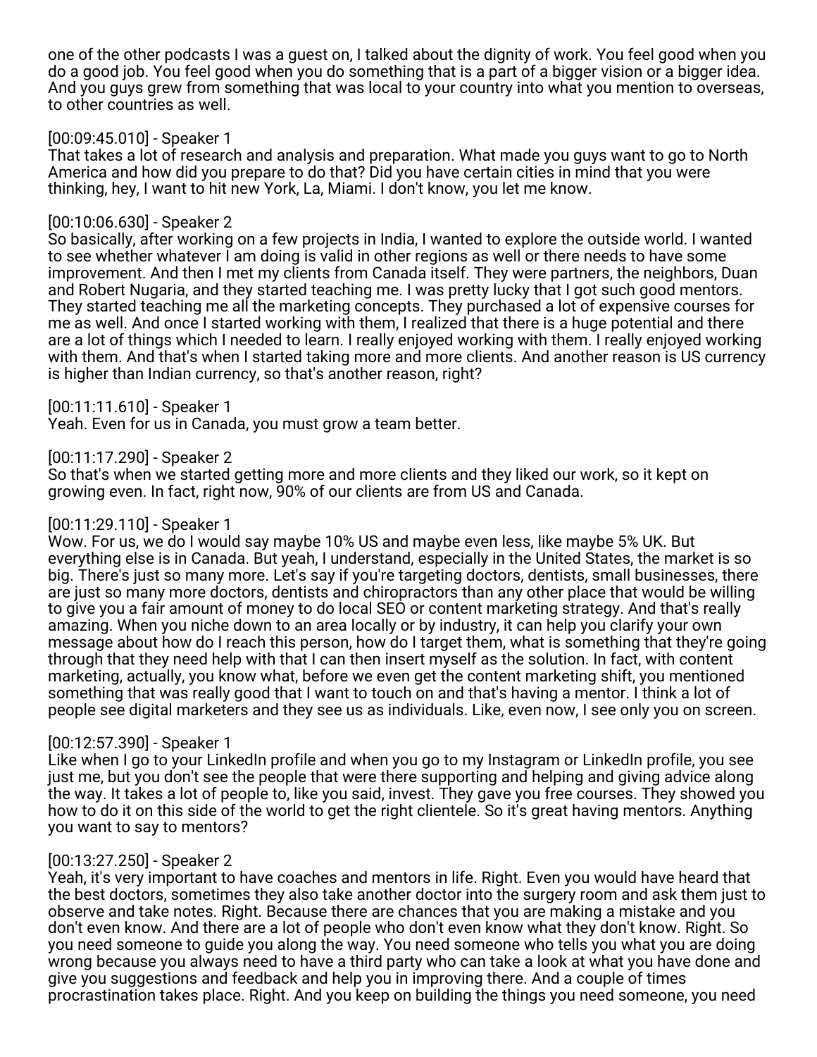one of the other podcasts I was a guest on, I talked about the dignity of work. You feel good when you do a good job. You feel good when you do something that is a part of a bigger vision or a bigger idea. And you guys grew from something that was local to your country into what you mention to overseas, to other countries as well.

[00:09:45.010] - Speaker 1
That takes a lot of research and analysis and preparation. What made you guys want to go to North America and how did you prepare to do that? Did you have certain cities in mind that you were thinking, hey, I want to hit new York, La, Miami. I don't know, you let me know.

[00:10:06.630] - Speaker 2
So basically, after working on a few projects in India, I wanted to explore the outside world. I wanted to see whether whatever I am doing is valid in other regions as well or there needs to have some improvement. And then I met my clients from Canada itself. They were partners, the neighbors, Duan and Robert Nugaria, and they started teaching me. I was pretty lucky that I got such good mentors. They started teaching me all the marketing concepts. They purchased a lot of expensive courses for me as well. And once I started working with them, I realized that there is a huge potential and there are a lot of things which I needed to learn. I really enjoyed working with them. I really enjoyed working with them. And that's when I started taking more and more clients. And another reason is US currency is higher than Indian currency, so that's another reason, right?

[00:11:11.610] - Speaker 1
Yeah. Even for us in Canada, you must grow a team better.

[00:11:17.290] - Speaker 2
So that's when we started getting more and more clients and they liked our work, so it kept on growing even. In fact, right now, 90% of our clients are from US and Canada.

[00:11:29.110] - Speaker 1
Wow. For us, we do I would say maybe 10% US and maybe even less, like maybe 5% UK. But everything else is in Canada. But yeah, I understand, especially in the United States, the market is so big. There's just so many more. Let's say if you're targeting doctors, dentists, small businesses, there are just so many more doctors, dentists and chiropractors than any other place that would be willing to give you a fair amount of money to do local SEO or content marketing strategy. And that's really amazing. When you niche down to an area locally or by industry, it can help you clarify your own message about how do I reach this person, how do I target them, what is something that they're going through that they need help with that I can then insert myself as the solution. In fact, with content marketing, actually, you know what, before we even get the content marketing shift, you mentioned something that was really good that I want to touch on and that's having a mentor. I think a lot of people see digital marketers and they see us as individuals. Like, even now, I see only you on screen.

[00:12:57.390] - Speaker 1
Like when I go to your LinkedIn profile and when you go to my Instagram or LinkedIn profile, you see just me, but you don't see the people that were there supporting and helping and giving advice along the way. It takes a lot of people to, like you said, invest. They gave you free courses. They showed you how to do it on this side of the world to get the right clientele. So it's great having mentors. Anything you want to say to mentors?

[00:13:27.250] - Speaker 2
Yeah, it's very important to have coaches and mentors in life. Right. Even you would have heard that the best doctors, sometimes they also take another doctor into the surgery room and ask them just to observe and take notes. Right. Because there are chances that you are making a mistake and you don't even know. And there are a lot of people who don't even know what they don't know. Right. So you need someone to guide you along the way. You need someone who tells you what you are doing wrong because you always need to have a third party who can take a look at what you have done and give you suggestions and feedback and help you in improving there. And a couple of times procrastination takes place. Right. And you keep on building the things you need someone, you need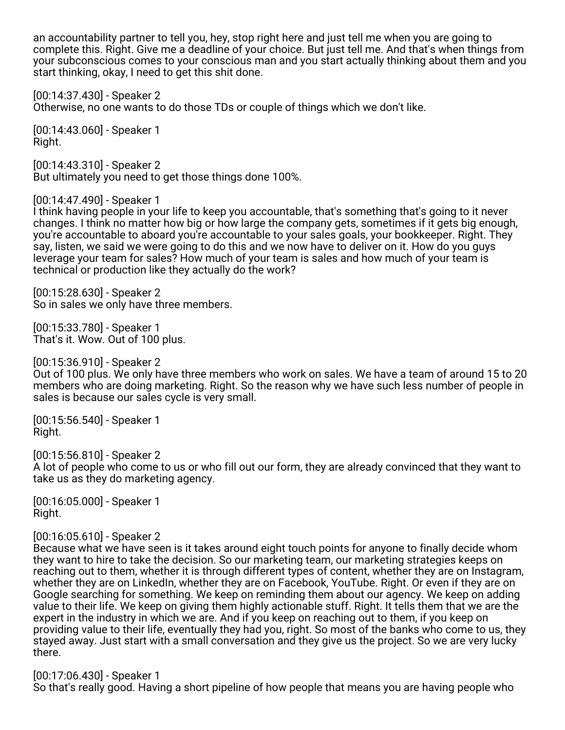an accountability partner to tell you, hey, stop right here and just tell me when you are going to complete this. Right. Give me a deadline of your choice. But just tell me. And that's when things from your subconscious comes to your conscious man and you start actually thinking about them and you start thinking, okay, I need to get this shit done.

[00:14:37.430] - Speaker 2
Otherwise, no one wants to do those TDs or couple of things which we don't like.

[00:14:43.060] - Speaker 1
Right.

[00:14:43.310] - Speaker 2
But ultimately you need to get those things done 100%.

[00:14:47.490] - Speaker 1
I think having people in your life to keep you accountable, that's something that's going to it never changes. I think no matter how big or how large the company gets, sometimes if it gets big enough, you're accountable to aboard you're accountable to your sales goals, your bookkeeper. Right. They say, listen, we said we were going to do this and we now have to deliver on it. How do you guys leverage your team for sales? How much of your team is sales and how much of your team is technical or production like they actually do the work?

[00:15:28.630] - Speaker 2
So in sales we only have three members.

[00:15:33.780] - Speaker 1
That's it. Wow. Out of 100 plus.

[00:15:36.910] - Speaker 2
Out of 100 plus. We only have three members who work on sales. We have a team of around 15 to 20 members who are doing marketing. Right. So the reason why we have such less number of people in sales is because our sales cycle is very small.

[00:15:56.540] - Speaker 1
Right.

[00:15:56.810] - Speaker 2
A lot of people who come to us or who fill out our form, they are already convinced that they want to take us as they do marketing agency.

[00:16:05.000] - Speaker 1
Right.

[00:16:05.610] - Speaker 2
Because what we have seen is it takes around eight touch points for anyone to finally decide whom they want to hire to take the decision. So our marketing team, our marketing strategies keeps on reaching out to them, whether it is through different types of content, whether they are on Instagram, whether they are on LinkedIn, whether they are on Facebook, YouTube. Right. Or even if they are on Google searching for something. We keep on reminding them about our agency. We keep on adding value to their life. We keep on giving them highly actionable stuff. Right. It tells them that we are the expert in the industry in which we are. And if you keep on reaching out to them, if you keep on providing value to their life, eventually they had you, right. So most of the banks who come to us, they stayed away. Just start with a small conversation and they give us the project. So we are very lucky there.

[00:17:06.430] - Speaker 1
So that's really good. Having a short pipeline of how people that means you are having people who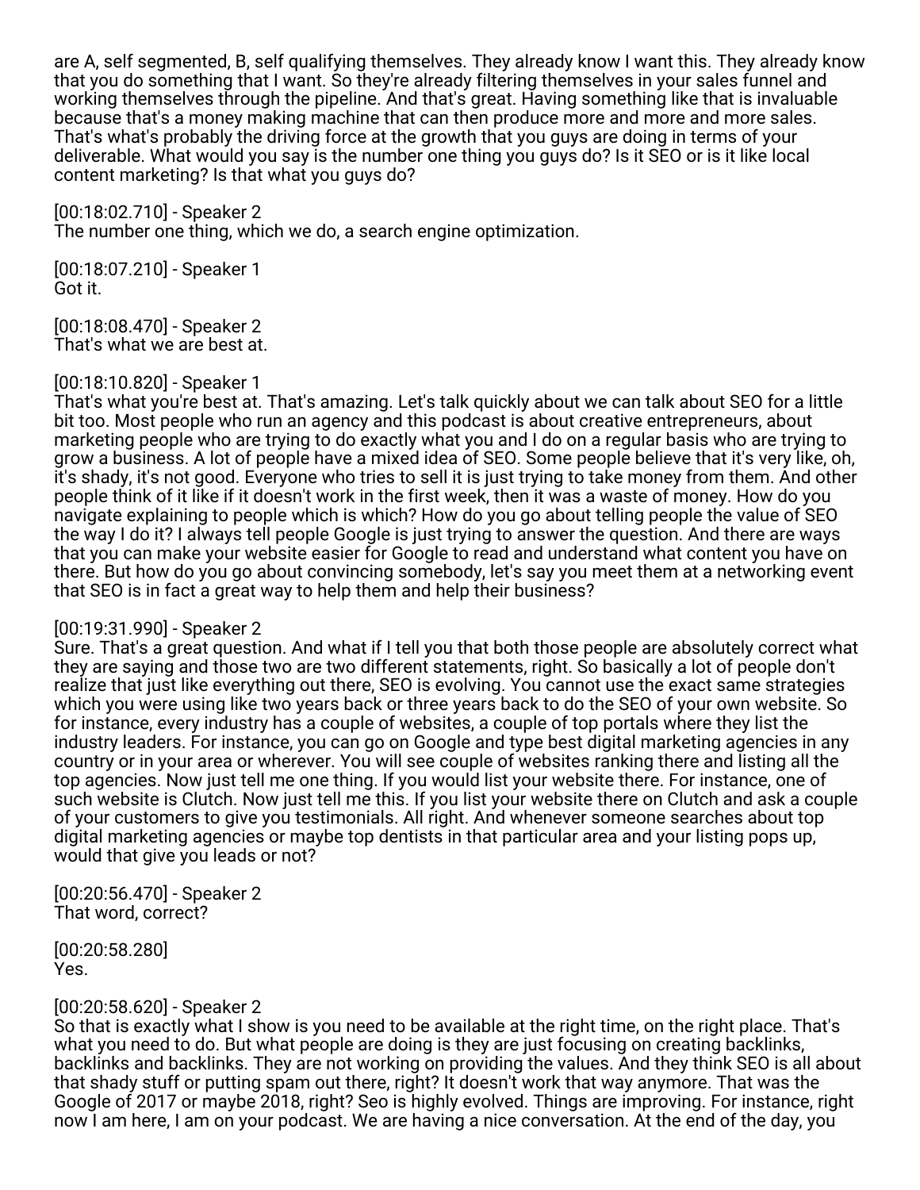are A, self segmented, B, self qualifying themselves. They already know I want this. They already know that you do something that I want. So they're already filtering themselves in your sales funnel and working themselves through the pipeline. And that's great. Having something like that is invaluable because that's a money making machine that can then produce more and more and more sales. That's what's probably the driving force at the growth that you guys are doing in terms of your deliverable. What would you say is the number one thing you guys do? Is it SEO or is it like local content marketing? Is that what you guys do?

[00:18:02.710] - Speaker 2
The number one thing, which we do, a search engine optimization.

[00:18:07.210] - Speaker 1
Got it.

[00:18:08.470] - Speaker 2
That's what we are best at.

[00:18:10.820] - Speaker 1
That's what you're best at. That's amazing. Let's talk quickly about we can talk about SEO for a little bit too. Most people who run an agency and this podcast is about creative entrepreneurs, about marketing people who are trying to do exactly what you and I do on a regular basis who are trying to grow a business. A lot of people have a mixed idea of SEO. Some people believe that it's very like, oh, it's shady, it's not good. Everyone who tries to sell it is just trying to take money from them. And other people think of it like if it doesn't work in the first week, then it was a waste of money. How do you navigate explaining to people which is which? How do you go about telling people the value of SEO the way I do it? I always tell people Google is just trying to answer the question. And there are ways that you can make your website easier for Google to read and understand what content you have on there. But how do you go about convincing somebody, let's say you meet them at a networking event that SEO is in fact a great way to help them and help their business?

[00:19:31.990] - Speaker 2
Sure. That's a great question. And what if I tell you that both those people are absolutely correct what they are saying and those two are two different statements, right. So basically a lot of people don't realize that just like everything out there, SEO is evolving. You cannot use the exact same strategies which you were using like two years back or three years back to do the SEO of your own website. So for instance, every industry has a couple of websites, a couple of top portals where they list the industry leaders. For instance, you can go on Google and type best digital marketing agencies in any country or in your area or wherever. You will see couple of websites ranking there and listing all the top agencies. Now just tell me one thing. If you would list your website there. For instance, one of such website is Clutch. Now just tell me this. If you list your website there on Clutch and ask a couple of your customers to give you testimonials. All right. And whenever someone searches about top digital marketing agencies or maybe top dentists in that particular area and your listing pops up, would that give you leads or not?

[00:20:56.470] - Speaker 2
That word, correct?

[00:20:58.280]
Yes.

[00:20:58.620] - Speaker 2
So that is exactly what I show is you need to be available at the right time, on the right place. That's what you need to do. But what people are doing is they are just focusing on creating backlinks, backlinks and backlinks. They are not working on providing the values. And they think SEO is all about that shady stuff or putting spam out there, right? It doesn't work that way anymore. That was the Google of 2017 or maybe 2018, right? Seo is highly evolved. Things are improving. For instance, right now I am here, I am on your podcast. We are having a nice conversation. At the end of the day, you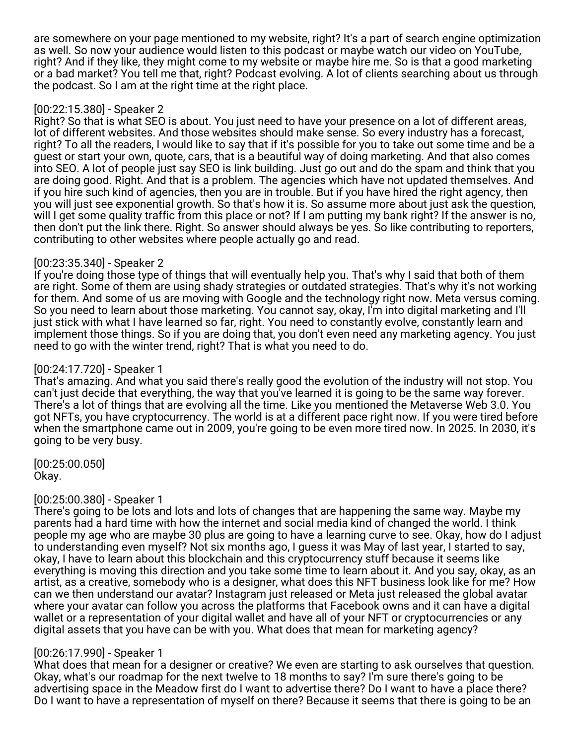are somewhere on your page mentioned to my website, right? It's a part of search engine optimization as well. So now your audience would listen to this podcast or maybe watch our video on YouTube, right? And if they like, they might come to my website or maybe hire me. So is that a good marketing or a bad market? You tell me that, right? Podcast evolving. A lot of clients searching about us through the podcast. So I am at the right time at the right place.

[00:22:15.380] - Speaker 2
Right? So that is what SEO is about. You just need to have your presence on a lot of different areas, lot of different websites. And those websites should make sense. So every industry has a forecast, right? To all the readers, I would like to say that if it's possible for you to take out some time and be a guest or start your own, quote, cars, that is a beautiful way of doing marketing. And that also comes into SEO. A lot of people just say SEO is link building. Just go out and do the spam and think that you are doing good. Right. And that is a problem. The agencies which have not updated themselves. And if you hire such kind of agencies, then you are in trouble. But if you have hired the right agency, then you will just see exponential growth. So that's how it is. So assume more about just ask the question, will I get some quality traffic from this place or not? If I am putting my bank right? If the answer is no, then don't put the link there. Right. So answer should always be yes. So like contributing to reporters, contributing to other websites where people actually go and read.

[00:23:35.340] - Speaker 2
If you're doing those type of things that will eventually help you. That's why I said that both of them are right. Some of them are using shady strategies or outdated strategies. That's why it's not working for them. And some of us are moving with Google and the technology right now. Meta versus coming. So you need to learn about those marketing. You cannot say, okay, I'm into digital marketing and I'll just stick with what I have learned so far, right. You need to constantly evolve, constantly learn and implement those things. So if you are doing that, you don't even need any marketing agency. You just need to go with the winter trend, right? That is what you need to do.

[00:24:17.720] - Speaker 1
That's amazing. And what you said there's really good the evolution of the industry will not stop. You can't just decide that everything, the way that you've learned it is going to be the same way forever. There's a lot of things that are evolving all the time. Like you mentioned the Metaverse Web 3.0. You got NFTs, you have cryptocurrency. The world is at a different pace right now. If you were tired before when the smartphone came out in 2009, you're going to be even more tired now. In 2025. In 2030, it's going to be very busy.

[00:25:00.050]
Okay.

[00:25:00.380] - Speaker 1
There's going to be lots and lots and lots of changes that are happening the same way. Maybe my parents had a hard time with how the internet and social media kind of changed the world. I think people my age who are maybe 30 plus are going to have a learning curve to see. Okay, how do I adjust to understanding even myself? Not six months ago, I guess it was May of last year, I started to say, okay, I have to learn about this blockchain and this cryptocurrency stuff because it seems like everything is moving this direction and you take some time to learn about it. And you say, okay, as an artist, as a creative, somebody who is a designer, what does this NFT business look like for me? How can we then understand our avatar? Instagram just released or Meta just released the global avatar where your avatar can follow you across the platforms that Facebook owns and it can have a digital wallet or a representation of your digital wallet and have all of your NFT or cryptocurrencies or any digital assets that you have can be with you. What does that mean for marketing agency?

[00:26:17.990] - Speaker 1
What does that mean for a designer or creative? We even are starting to ask ourselves that question. Okay, what's our roadmap for the next twelve to 18 months to say? I'm sure there's going to be advertising space in the Meadow first do I want to advertise there? Do I want to have a place there? Do I want to have a representation of myself on there? Because it seems that there is going to be an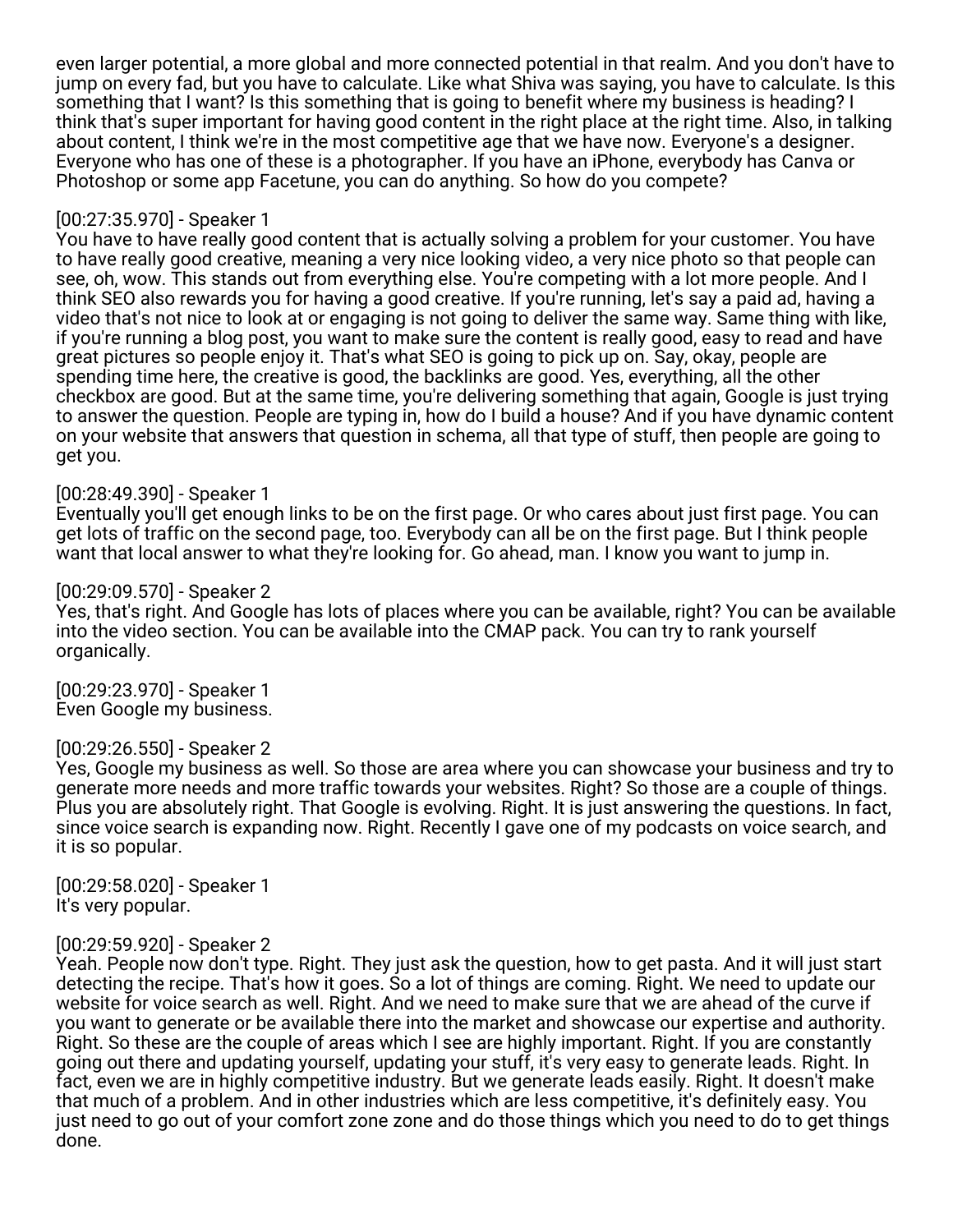even larger potential, a more global and more connected potential in that realm. And you don't have to jump on every fad, but you have to calculate. Like what Shiva was saying, you have to calculate. Is this something that I want? Is this something that is going to benefit where my business is heading? I think that's super important for having good content in the right place at the right time. Also, in talking about content, I think we're in the most competitive age that we have now. Everyone's a designer. Everyone who has one of these is a photographer. If you have an iPhone, everybody has Canva or Photoshop or some app Facetune, you can do anything. So how do you compete?

[00:27:35.970] - Speaker 1
You have to have really good content that is actually solving a problem for your customer. You have to have really good creative, meaning a very nice looking video, a very nice photo so that people can see, oh, wow. This stands out from everything else. You're competing with a lot more people. And I think SEO also rewards you for having a good creative. If you're running, let's say a paid ad, having a video that's not nice to look at or engaging is not going to deliver the same way. Same thing with like, if you're running a blog post, you want to make sure the content is really good, easy to read and have great pictures so people enjoy it. That's what SEO is going to pick up on. Say, okay, people are spending time here, the creative is good, the backlinks are good. Yes, everything, all the other checkbox are good. But at the same time, you're delivering something that again, Google is just trying to answer the question. People are typing in, how do I build a house? And if you have dynamic content on your website that answers that question in schema, all that type of stuff, then people are going to get you.

[00:28:49.390] - Speaker 1
Eventually you'll get enough links to be on the first page. Or who cares about just first page. You can get lots of traffic on the second page, too. Everybody can all be on the first page. But I think people want that local answer to what they're looking for. Go ahead, man. I know you want to jump in.

[00:29:09.570] - Speaker 2
Yes, that's right. And Google has lots of places where you can be available, right? You can be available into the video section. You can be available into the CMAP pack. You can try to rank yourself organically.

[00:29:23.970] - Speaker 1
Even Google my business.

[00:29:26.550] - Speaker 2
Yes, Google my business as well. So those are area where you can showcase your business and try to generate more needs and more traffic towards your websites. Right? So those are a couple of things. Plus you are absolutely right. That Google is evolving. Right. It is just answering the questions. In fact, since voice search is expanding now. Right. Recently I gave one of my podcasts on voice search, and it is so popular.

[00:29:58.020] - Speaker 1
It's very popular.

[00:29:59.920] - Speaker 2
Yeah. People now don't type. Right. They just ask the question, how to get pasta. And it will just start detecting the recipe. That's how it goes. So a lot of things are coming. Right. We need to update our website for voice search as well. Right. And we need to make sure that we are ahead of the curve if you want to generate or be available there into the market and showcase our expertise and authority. Right. So these are the couple of areas which I see are highly important. Right. If you are constantly going out there and updating yourself, updating your stuff, it's very easy to generate leads. Right. In fact, even we are in highly competitive industry. But we generate leads easily. Right. It doesn't make that much of a problem. And in other industries which are less competitive, it's definitely easy. You just need to go out of your comfort zone zone and do those things which you need to do to get things done.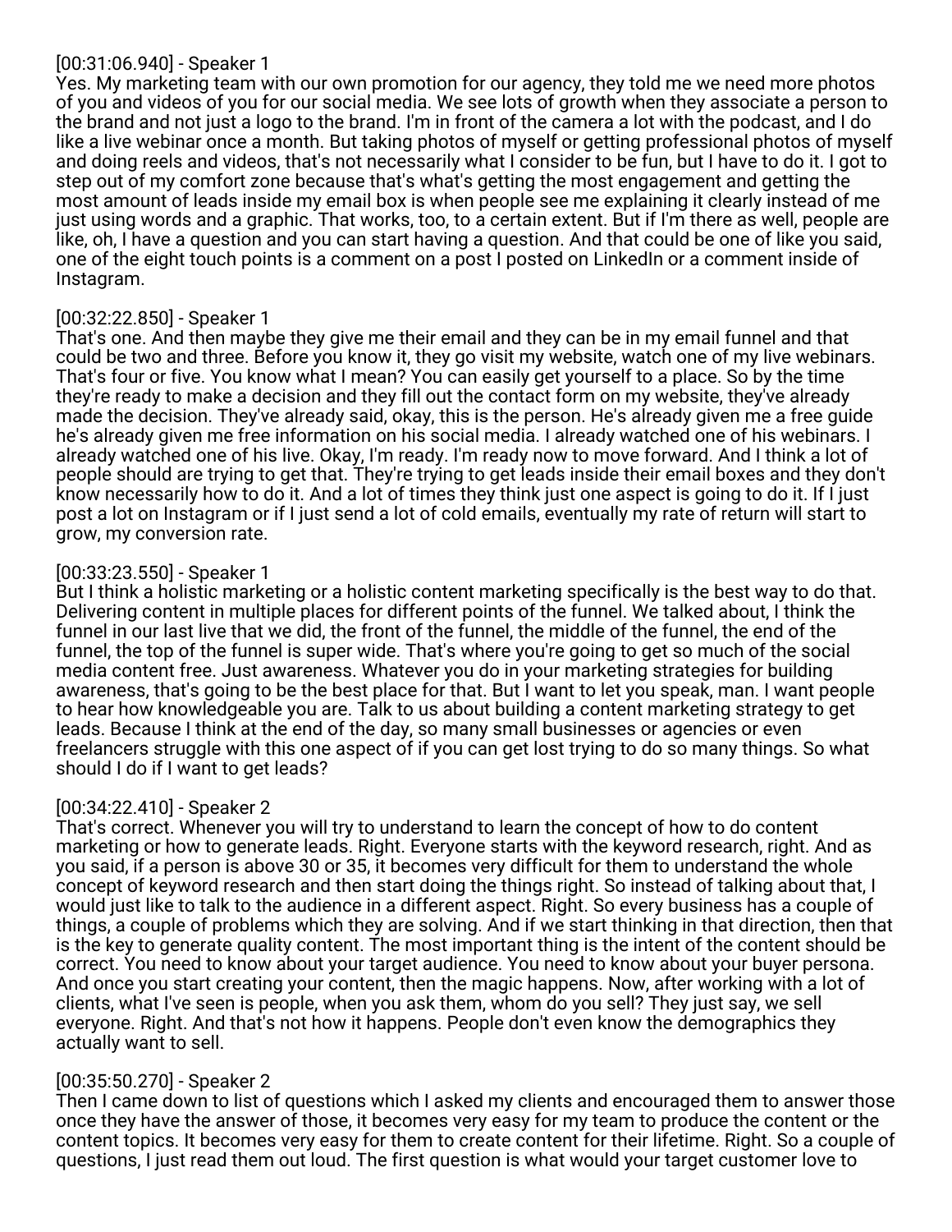[00:31:06.940] - Speaker 1
Yes. My marketing team with our own promotion for our agency, they told me we need more photos of you and videos of you for our social media. We see lots of growth when they associate a person to the brand and not just a logo to the brand. I'm in front of the camera a lot with the podcast, and I do like a live webinar once a month. But taking photos of myself or getting professional photos of myself and doing reels and videos, that's not necessarily what I consider to be fun, but I have to do it. I got to step out of my comfort zone because that's what's getting the most engagement and getting the most amount of leads inside my email box is when people see me explaining it clearly instead of me just using words and a graphic. That works, too, to a certain extent. But if I'm there as well, people are like, oh, I have a question and you can start having a question. And that could be one of like you said, one of the eight touch points is a comment on a post I posted on LinkedIn or a comment inside of Instagram.

[00:32:22.850] - Speaker 1
That's one. And then maybe they give me their email and they can be in my email funnel and that could be two and three. Before you know it, they go visit my website, watch one of my live webinars. That's four or five. You know what I mean? You can easily get yourself to a place. So by the time they're ready to make a decision and they fill out the contact form on my website, they've already made the decision. They've already said, okay, this is the person. He's already given me a free guide he's already given me free information on his social media. I already watched one of his webinars. I already watched one of his live. Okay, I'm ready. I'm ready now to move forward. And I think a lot of people should are trying to get that. They're trying to get leads inside their email boxes and they don't know necessarily how to do it. And a lot of times they think just one aspect is going to do it. If I just post a lot on Instagram or if I just send a lot of cold emails, eventually my rate of return will start to grow, my conversion rate.

[00:33:23.550] - Speaker 1
But I think a holistic marketing or a holistic content marketing specifically is the best way to do that. Delivering content in multiple places for different points of the funnel. We talked about, I think the funnel in our last live that we did, the front of the funnel, the middle of the funnel, the end of the funnel, the top of the funnel is super wide. That's where you're going to get so much of the social media content free. Just awareness. Whatever you do in your marketing strategies for building awareness, that's going to be the best place for that. But I want to let you speak, man. I want people to hear how knowledgeable you are. Talk to us about building a content marketing strategy to get leads. Because I think at the end of the day, so many small businesses or agencies or even freelancers struggle with this one aspect of if you can get lost trying to do so many things. So what should I do if I want to get leads?

[00:34:22.410] - Speaker 2
That's correct. Whenever you will try to understand to learn the concept of how to do content marketing or how to generate leads. Right. Everyone starts with the keyword research, right. And as you said, if a person is above 30 or 35, it becomes very difficult for them to understand the whole concept of keyword research and then start doing the things right. So instead of talking about that, I would just like to talk to the audience in a different aspect. Right. So every business has a couple of things, a couple of problems which they are solving. And if we start thinking in that direction, then that is the key to generate quality content. The most important thing is the intent of the content should be correct. You need to know about your target audience. You need to know about your buyer persona. And once you start creating your content, then the magic happens. Now, after working with a lot of clients, what I've seen is people, when you ask them, whom do you sell? They just say, we sell everyone. Right. And that's not how it happens. People don't even know the demographics they actually want to sell.

[00:35:50.270] - Speaker 2
Then I came down to list of questions which I asked my clients and encouraged them to answer those once they have the answer of those, it becomes very easy for my team to produce the content or the content topics. It becomes very easy for them to create content for their lifetime. Right. So a couple of questions, I just read them out loud. The first question is what would your target customer love to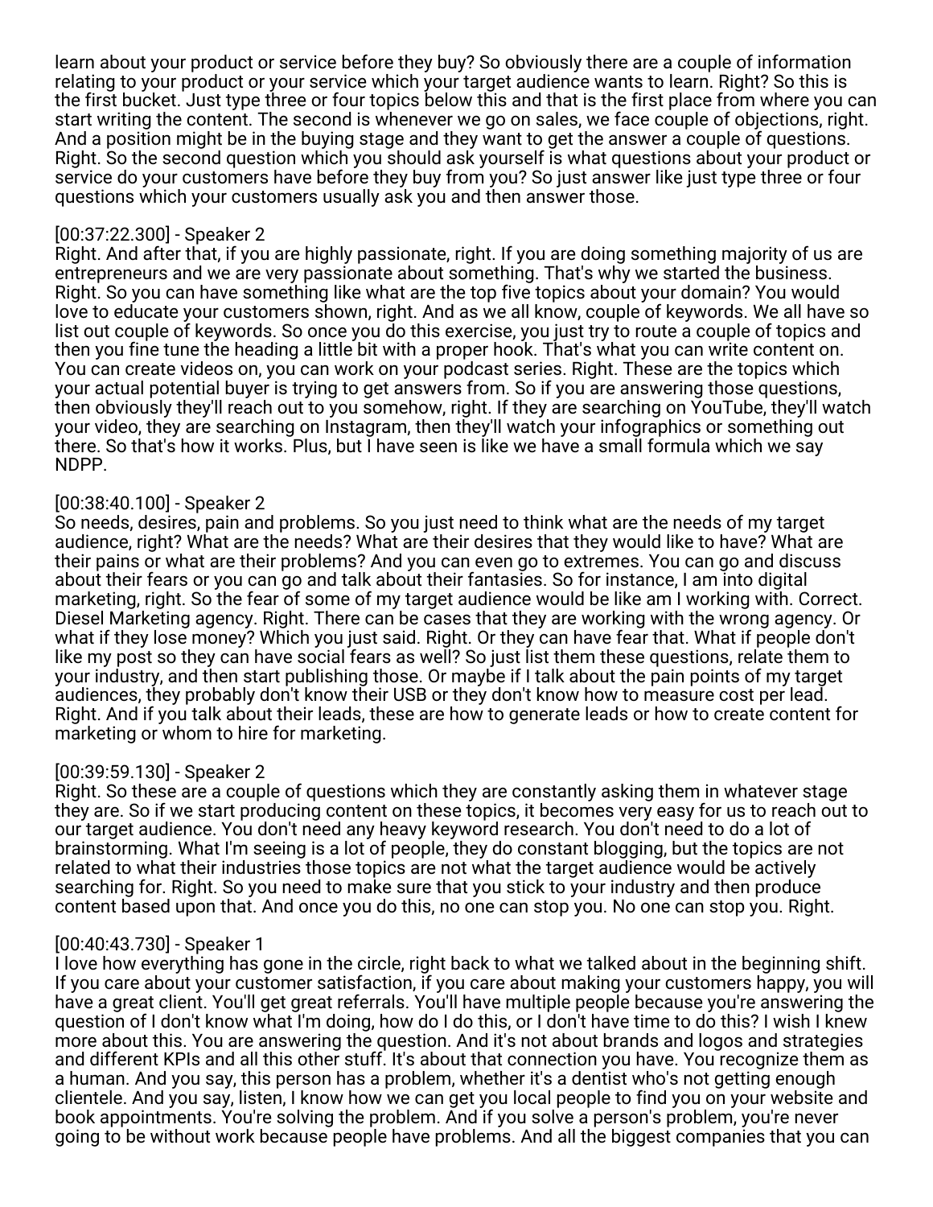learn about your product or service before they buy? So obviously there are a couple of information relating to your product or your service which your target audience wants to learn. Right? So this is the first bucket. Just type three or four topics below this and that is the first place from where you can start writing the content. The second is whenever we go on sales, we face couple of objections, right. And a position might be in the buying stage and they want to get the answer a couple of questions. Right. So the second question which you should ask yourself is what questions about your product or service do your customers have before they buy from you? So just answer like just type three or four questions which your customers usually ask you and then answer those.

[00:37:22.300] - Speaker 2
Right. And after that, if you are highly passionate, right. If you are doing something majority of us are entrepreneurs and we are very passionate about something. That's why we started the business. Right. So you can have something like what are the top five topics about your domain? You would love to educate your customers shown, right. And as we all know, couple of keywords. We all have so list out couple of keywords. So once you do this exercise, you just try to route a couple of topics and then you fine tune the heading a little bit with a proper hook. That's what you can write content on. You can create videos on, you can work on your podcast series. Right. These are the topics which your actual potential buyer is trying to get answers from. So if you are answering those questions, then obviously they'll reach out to you somehow, right. If they are searching on YouTube, they'll watch your video, they are searching on Instagram, then they'll watch your infographics or something out there. So that's how it works. Plus, but I have seen is like we have a small formula which we say NDPP.

[00:38:40.100] - Speaker 2
So needs, desires, pain and problems. So you just need to think what are the needs of my target audience, right? What are the needs? What are their desires that they would like to have? What are their pains or what are their problems? And you can even go to extremes. You can go and discuss about their fears or you can go and talk about their fantasies. So for instance, I am into digital marketing, right. So the fear of some of my target audience would be like am I working with. Correct. Diesel Marketing agency. Right. There can be cases that they are working with the wrong agency. Or what if they lose money? Which you just said. Right. Or they can have fear that. What if people don't like my post so they can have social fears as well? So just list them these questions, relate them to your industry, and then start publishing those. Or maybe if I talk about the pain points of my target audiences, they probably don't know their USB or they don't know how to measure cost per lead. Right. And if you talk about their leads, these are how to generate leads or how to create content for marketing or whom to hire for marketing.

[00:39:59.130] - Speaker 2
Right. So these are a couple of questions which they are constantly asking them in whatever stage they are. So if we start producing content on these topics, it becomes very easy for us to reach out to our target audience. You don't need any heavy keyword research. You don't need to do a lot of brainstorming. What I'm seeing is a lot of people, they do constant blogging, but the topics are not related to what their industries those topics are not what the target audience would be actively searching for. Right. So you need to make sure that you stick to your industry and then produce content based upon that. And once you do this, no one can stop you. No one can stop you. Right.

[00:40:43.730] - Speaker 1
I love how everything has gone in the circle, right back to what we talked about in the beginning shift. If you care about your customer satisfaction, if you care about making your customers happy, you will have a great client. You'll get great referrals. You'll have multiple people because you're answering the question of I don't know what I'm doing, how do I do this, or I don't have time to do this? I wish I knew more about this. You are answering the question. And it's not about brands and logos and strategies and different KPIs and all this other stuff. It's about that connection you have. You recognize them as a human. And you say, this person has a problem, whether it's a dentist who's not getting enough clientele. And you say, listen, I know how we can get you local people to find you on your website and book appointments. You're solving the problem. And if you solve a person's problem, you're never going to be without work because people have problems. And all the biggest companies that you can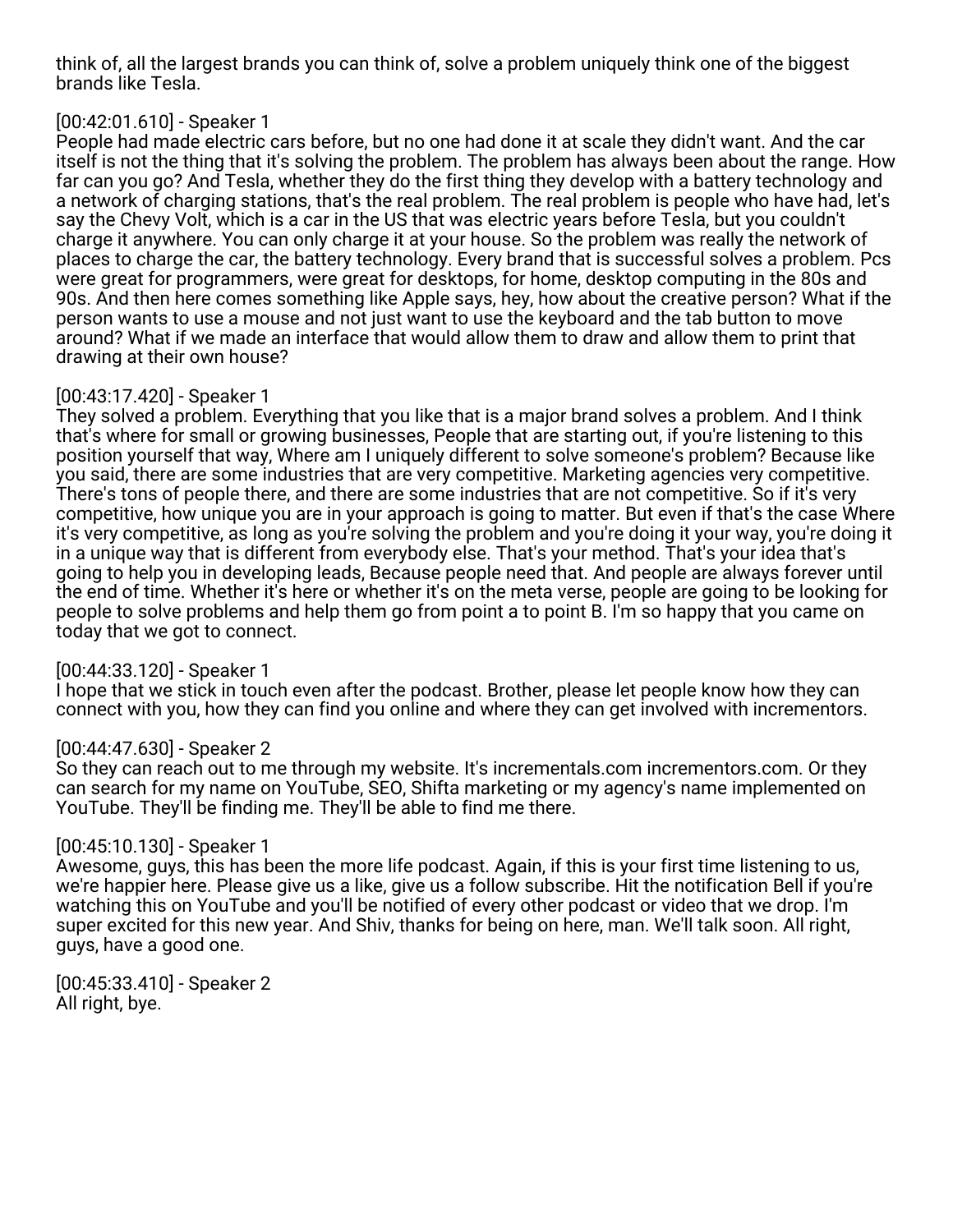think of, all the largest brands you can think of, solve a problem uniquely think one of the biggest brands like Tesla.

[00:42:01.610] - Speaker 1
People had made electric cars before, but no one had done it at scale they didn't want. And the car itself is not the thing that it's solving the problem. The problem has always been about the range. How far can you go? And Tesla, whether they do the first thing they develop with a battery technology and a network of charging stations, that's the real problem. The real problem is people who have had, let's say the Chevy Volt, which is a car in the US that was electric years before Tesla, but you couldn't charge it anywhere. You can only charge it at your house. So the problem was really the network of places to charge the car, the battery technology. Every brand that is successful solves a problem. Pcs were great for programmers, were great for desktops, for home, desktop computing in the 80s and 90s. And then here comes something like Apple says, hey, how about the creative person? What if the person wants to use a mouse and not just want to use the keyboard and the tab button to move around? What if we made an interface that would allow them to draw and allow them to print that drawing at their own house?

[00:43:17.420] - Speaker 1
They solved a problem. Everything that you like that is a major brand solves a problem. And I think that's where for small or growing businesses, People that are starting out, if you're listening to this position yourself that way, Where am I uniquely different to solve someone's problem? Because like you said, there are some industries that are very competitive. Marketing agencies very competitive. There's tons of people there, and there are some industries that are not competitive. So if it's very competitive, how unique you are in your approach is going to matter. But even if that's the case Where it's very competitive, as long as you're solving the problem and you're doing it your way, you're doing it in a unique way that is different from everybody else. That's your method. That's your idea that's going to help you in developing leads, Because people need that. And people are always forever until the end of time. Whether it's here or whether it's on the meta verse, people are going to be looking for people to solve problems and help them go from point a to point B. I'm so happy that you came on today that we got to connect.

[00:44:33.120] - Speaker 1
I hope that we stick in touch even after the podcast. Brother, please let people know how they can connect with you, how they can find you online and where they can get involved with incrementors.

[00:44:47.630] - Speaker 2
So they can reach out to me through my website. It's incrementals.com incrementors.com. Or they can search for my name on YouTube, SEO, Shifta marketing or my agency's name implemented on YouTube. They'll be finding me. They'll be able to find me there.

[00:45:10.130] - Speaker 1
Awesome, guys, this has been the more life podcast. Again, if this is your first time listening to us, we're happier here. Please give us a like, give us a follow subscribe. Hit the notification Bell if you're watching this on YouTube and you'll be notified of every other podcast or video that we drop. I'm super excited for this new year. And Shiv, thanks for being on here, man. We'll talk soon. All right, guys, have a good one.

[00:45:33.410] - Speaker 2
All right, bye.